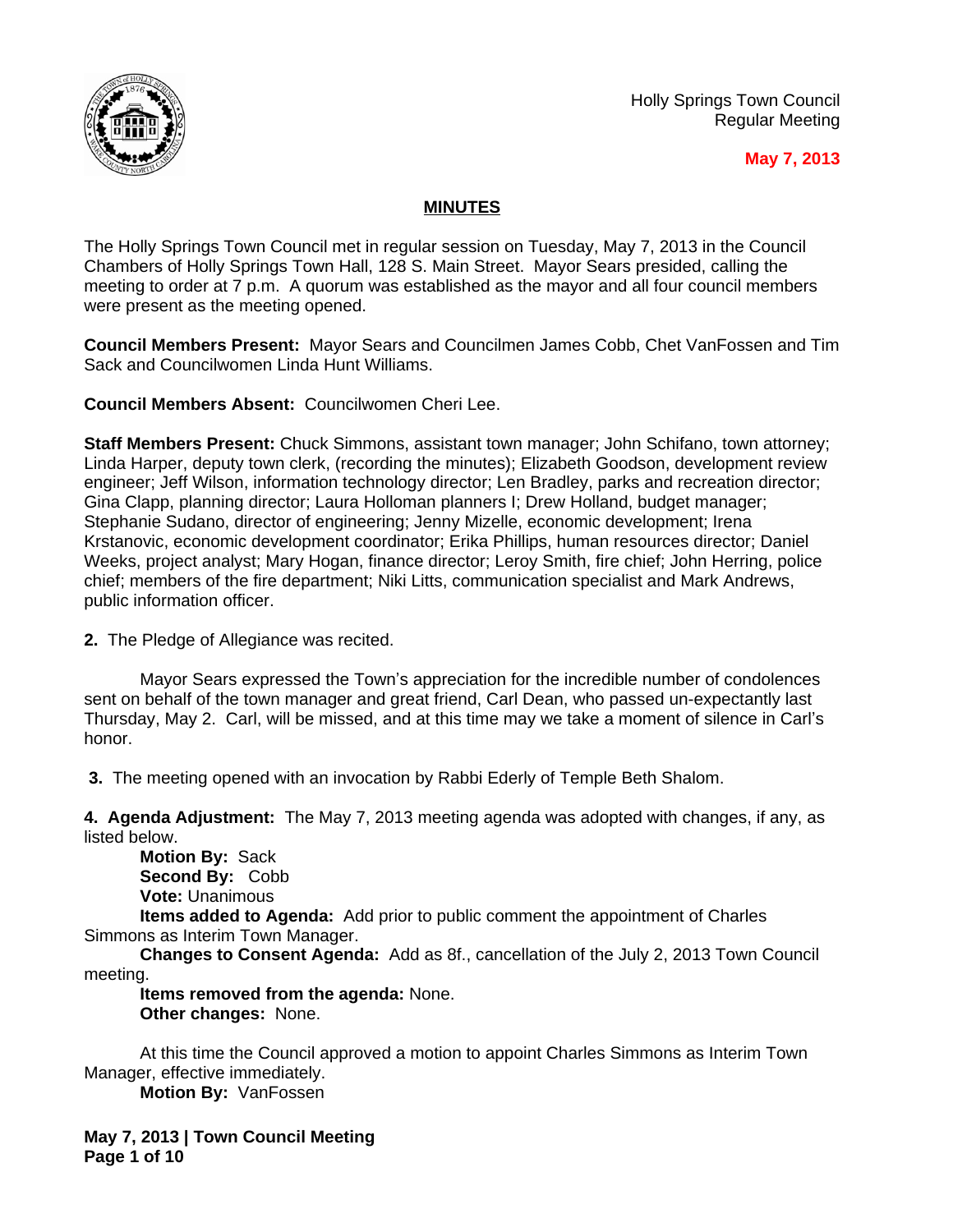Holly Springs Town Council
Regular Meeting

**May 7, 2013**

## MINUTES

The Holly Springs Town Council met in regular session on Tuesday, May 7, 2013 in the Council Chambers of Holly Springs Town Hall, 128 S. Main Street. Mayor Sears presided, calling the meeting to order at 7 p.m. A quorum was established as the mayor and all four council members were present as the meeting opened.

**Council Members Present:** Mayor Sears and Councilmen James Cobb, Chet VanFossen and Tim Sack and Councilwomen Linda Hunt Williams.

**Council Members Absent:** Councilwomen Cheri Lee.

**Staff Members Present:** Chuck Simmons, assistant town manager; John Schifano, town attorney; Linda Harper, deputy town clerk, (recording the minutes); Elizabeth Goodson, development review engineer; Jeff Wilson, information technology director; Len Bradley, parks and recreation director; Gina Clapp, planning director; Laura Holloman planners I; Drew Holland, budget manager; Stephanie Sudano, director of engineering; Jenny Mizelle, economic development; Irena Krstanovic, economic development coordinator; Erika Phillips, human resources director; Daniel Weeks, project analyst; Mary Hogan, finance director; Leroy Smith, fire chief; John Herring, police chief; members of the fire department; Niki Litts, communication specialist and Mark Andrews, public information officer.

**2.** The Pledge of Allegiance was recited.

Mayor Sears expressed the Town's appreciation for the incredible number of condolences sent on behalf of the town manager and great friend, Carl Dean, who passed un-expectantly last Thursday, May 2. Carl, will be missed, and at this time may we take a moment of silence in Carl's honor.

**3.** The meeting opened with an invocation by Rabbi Ederly of Temple Beth Shalom.

**4. Agenda Adjustment:** The May 7, 2013 meeting agenda was adopted with changes, if any, as listed below.

**Motion By:** Sack
**Second By:** Cobb
**Vote:** Unanimous
**Items added to Agenda:** Add prior to public comment the appointment of Charles Simmons as Interim Town Manager.
**Changes to Consent Agenda:** Add as 8f., cancellation of the July 2, 2013 Town Council meeting.
**Items removed from the agenda:** None.
**Other changes:** None.

At this time the Council approved a motion to appoint Charles Simmons as Interim Town Manager, effective immediately.

**Motion By:** VanFossen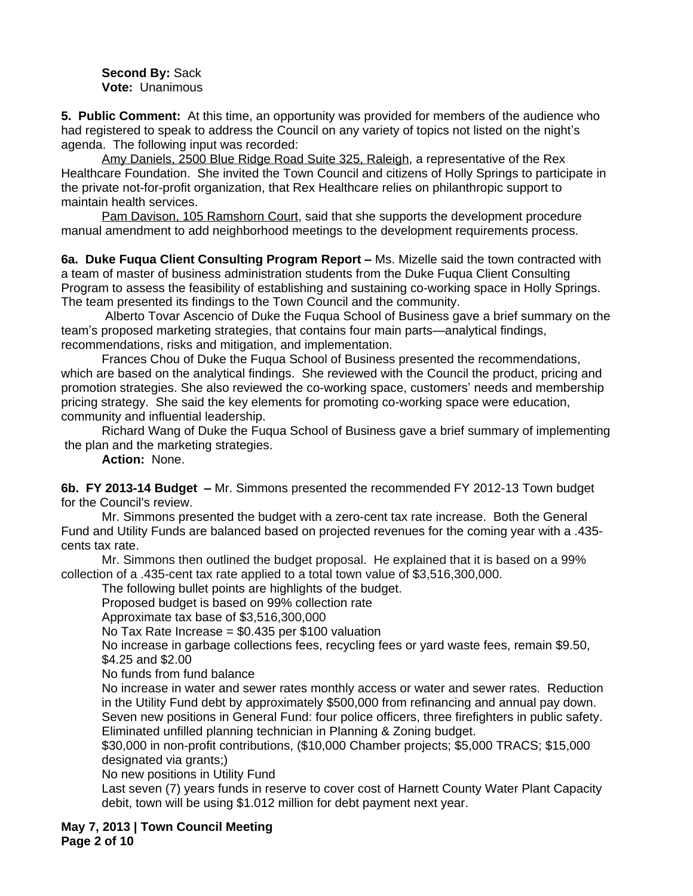**Second By:** Sack
**Vote:** Unanimous

**5. Public Comment:** At this time, an opportunity was provided for members of the audience who had registered to speak to address the Council on any variety of topics not listed on the night's agenda. The following input was recorded:

Amy Daniels, 2500 Blue Ridge Road Suite 325, Raleigh, a representative of the Rex Healthcare Foundation. She invited the Town Council and citizens of Holly Springs to participate in the private not-for-profit organization, that Rex Healthcare relies on philanthropic support to maintain health services.

Pam Davison, 105 Ramshorn Court, said that she supports the development procedure manual amendment to add neighborhood meetings to the development requirements process.

**6a. Duke Fuqua Client Consulting Program Report –** Ms. Mizelle said the town contracted with a team of master of business administration students from the Duke Fuqua Client Consulting Program to assess the feasibility of establishing and sustaining co-working space in Holly Springs. The team presented its findings to the Town Council and the community.

Alberto Tovar Ascencio of Duke the Fuqua School of Business gave a brief summary on the team's proposed marketing strategies, that contains four main parts—analytical findings, recommendations, risks and mitigation, and implementation.

Frances Chou of Duke the Fuqua School of Business presented the recommendations, which are based on the analytical findings. She reviewed with the Council the product, pricing and promotion strategies. She also reviewed the co-working space, customers' needs and membership pricing strategy. She said the key elements for promoting co-working space were education, community and influential leadership.

Richard Wang of Duke the Fuqua School of Business gave a brief summary of implementing the plan and the marketing strategies.

**Action:** None.

**6b. FY 2013-14 Budget –** Mr. Simmons presented the recommended FY 2012-13 Town budget for the Council's review.

Mr. Simmons presented the budget with a zero-cent tax rate increase. Both the General Fund and Utility Funds are balanced based on projected revenues for the coming year with a .435-cents tax rate.

Mr. Simmons then outlined the budget proposal. He explained that it is based on a 99% collection of a .435-cent tax rate applied to a total town value of $3,516,300,000.

The following bullet points are highlights of the budget.

Proposed budget is based on 99% collection rate

Approximate tax base of $3,516,300,000

No Tax Rate Increase = $0.435 per $100 valuation

No increase in garbage collections fees, recycling fees or yard waste fees, remain $9.50, $4.25 and $2.00

No funds from fund balance

No increase in water and sewer rates monthly access or water and sewer rates. Reduction in the Utility Fund debt by approximately $500,000 from refinancing and annual pay down.

Seven new positions in General Fund: four police officers, three firefighters in public safety.

Eliminated unfilled planning technician in Planning & Zoning budget.

$30,000 in non-profit contributions, ($10,000 Chamber projects; $5,000 TRACS; $15,000 designated via grants;)

No new positions in Utility Fund

Last seven (7) years funds in reserve to cover cost of Harnett County Water Plant Capacity debit, town will be using $1.012 million for debt payment next year.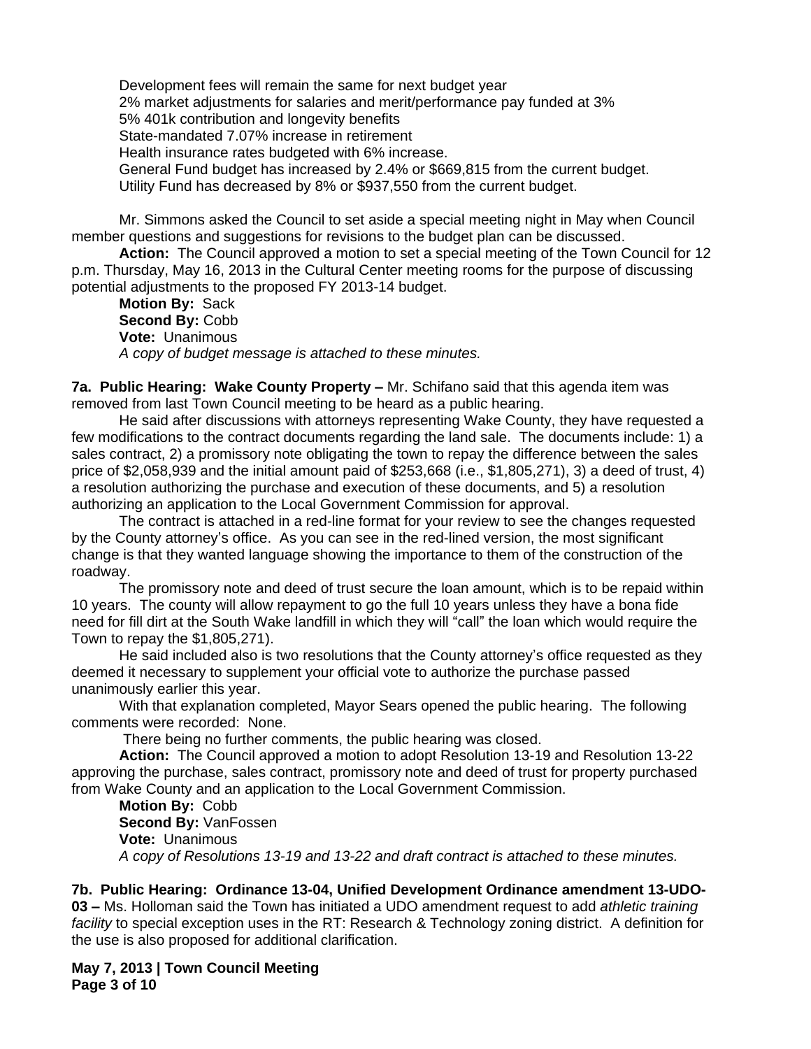Development fees will remain the same for next budget year
2% market adjustments for salaries and merit/performance pay funded at 3%
5% 401k contribution and longevity benefits
State-mandated 7.07% increase in retirement
Health insurance rates budgeted with 6% increase.
General Fund budget has increased by 2.4% or $669,815 from the current budget.
Utility Fund has decreased by 8% or $937,550 from the current budget.

Mr. Simmons asked the Council to set aside a special meeting night in May when Council member questions and suggestions for revisions to the budget plan can be discussed.

**Action:** The Council approved a motion to set a special meeting of the Town Council for 12 p.m. Thursday, May 16, 2013 in the Cultural Center meeting rooms for the purpose of discussing potential adjustments to the proposed FY 2013-14 budget.

**Motion By:** Sack
**Second By:** Cobb
**Vote:** Unanimous
*A copy of budget message is attached to these minutes.*

**7a. Public Hearing: Wake County Property –** Mr. Schifano said that this agenda item was removed from last Town Council meeting to be heard as a public hearing.

He said after discussions with attorneys representing Wake County, they have requested a few modifications to the contract documents regarding the land sale. The documents include: 1) a sales contract, 2) a promissory note obligating the town to repay the difference between the sales price of $2,058,939 and the initial amount paid of $253,668 (i.e., $1,805,271), 3) a deed of trust, 4) a resolution authorizing the purchase and execution of these documents, and 5) a resolution authorizing an application to the Local Government Commission for approval.

The contract is attached in a red-line format for your review to see the changes requested by the County attorney's office. As you can see in the red-lined version, the most significant change is that they wanted language showing the importance to them of the construction of the roadway.

The promissory note and deed of trust secure the loan amount, which is to be repaid within 10 years. The county will allow repayment to go the full 10 years unless they have a bona fide need for fill dirt at the South Wake landfill in which they will "call" the loan which would require the Town to repay the $1,805,271).

He said included also is two resolutions that the County attorney's office requested as they deemed it necessary to supplement your official vote to authorize the purchase passed unanimously earlier this year.

With that explanation completed, Mayor Sears opened the public hearing. The following comments were recorded: None.

There being no further comments, the public hearing was closed.

**Action:** The Council approved a motion to adopt Resolution 13-19 and Resolution 13-22 approving the purchase, sales contract, promissory note and deed of trust for property purchased from Wake County and an application to the Local Government Commission.

**Motion By:** Cobb
**Second By:** VanFossen
**Vote:** Unanimous
*A copy of Resolutions 13-19 and 13-22 and draft contract is attached to these minutes.*

**7b. Public Hearing: Ordinance 13-04, Unified Development Ordinance amendment 13-UDO-03 –** Ms. Holloman said the Town has initiated a UDO amendment request to add *athletic training facility* to special exception uses in the RT: Research & Technology zoning district. A definition for the use is also proposed for additional clarification.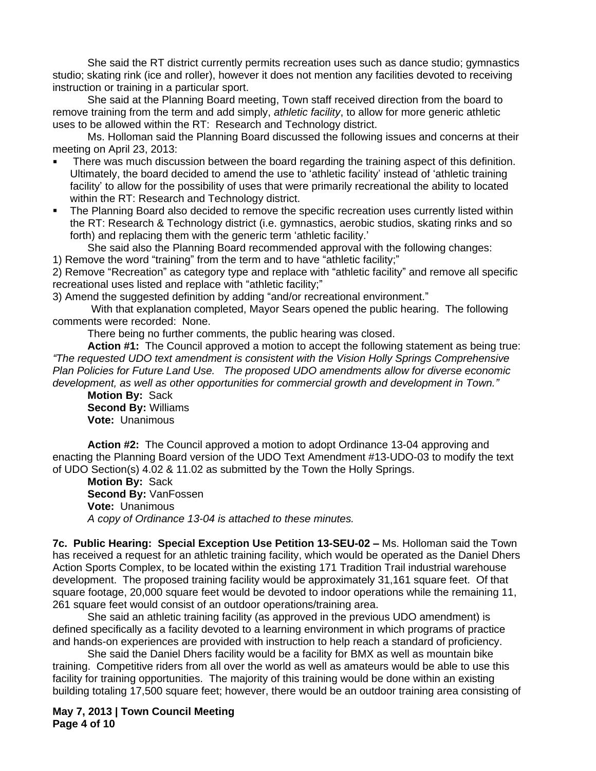She said the RT district currently permits recreation uses such as dance studio; gymnastics studio; skating rink (ice and roller), however it does not mention any facilities devoted to receiving instruction or training in a particular sport.

She said at the Planning Board meeting, Town staff received direction from the board to remove training from the term and add simply, *athletic facility*, to allow for more generic athletic uses to be allowed within the RT: Research and Technology district.

Ms. Holloman said the Planning Board discussed the following issues and concerns at their meeting on April 23, 2013:

- There was much discussion between the board regarding the training aspect of this definition. Ultimately, the board decided to amend the use to 'athletic facility' instead of 'athletic training facility' to allow for the possibility of uses that were primarily recreational the ability to located within the RT: Research and Technology district.
- The Planning Board also decided to remove the specific recreation uses currently listed within the RT: Research & Technology district (i.e. gymnastics, aerobic studios, skating rinks and so forth) and replacing them with the generic term 'athletic facility.'

She said also the Planning Board recommended approval with the following changes:

1) Remove the word "training" from the term and to have "athletic facility;"
2) Remove "Recreation" as category type and replace with "athletic facility" and remove all specific recreational uses listed and replace with "athletic facility;"
3) Amend the suggested definition by adding "and/or recreational environment."

With that explanation completed, Mayor Sears opened the public hearing. The following comments were recorded: None.

There being no further comments, the public hearing was closed.

**Action #1:** The Council approved a motion to accept the following statement as being true: *"The requested UDO text amendment is consistent with the Vision Holly Springs Comprehensive Plan Policies for Future Land Use. The proposed UDO amendments allow for diverse economic development, as well as other opportunities for commercial growth and development in Town."*

**Motion By:** Sack
**Second By:** Williams
**Vote:** Unanimous

**Action #2:** The Council approved a motion to adopt Ordinance 13-04 approving and enacting the Planning Board version of the UDO Text Amendment #13-UDO-03 to modify the text of UDO Section(s) 4.02 & 11.02 as submitted by the Town the Holly Springs.

**Motion By:** Sack
**Second By:** VanFossen
**Vote:** Unanimous
*A copy of Ordinance 13-04 is attached to these minutes.*

**7c. Public Hearing: Special Exception Use Petition 13-SEU-02 –** Ms. Holloman said the Town has received a request for an athletic training facility, which would be operated as the Daniel Dhers Action Sports Complex, to be located within the existing 171 Tradition Trail industrial warehouse development. The proposed training facility would be approximately 31,161 square feet. Of that square footage, 20,000 square feet would be devoted to indoor operations while the remaining 11, 261 square feet would consist of an outdoor operations/training area.

She said an athletic training facility (as approved in the previous UDO amendment) is defined specifically as a facility devoted to a learning environment in which programs of practice and hands-on experiences are provided with instruction to help reach a standard of proficiency.

She said the Daniel Dhers facility would be a facility for BMX as well as mountain bike training. Competitive riders from all over the world as well as amateurs would be able to use this facility for training opportunities. The majority of this training would be done within an existing building totaling 17,500 square feet; however, there would be an outdoor training area consisting of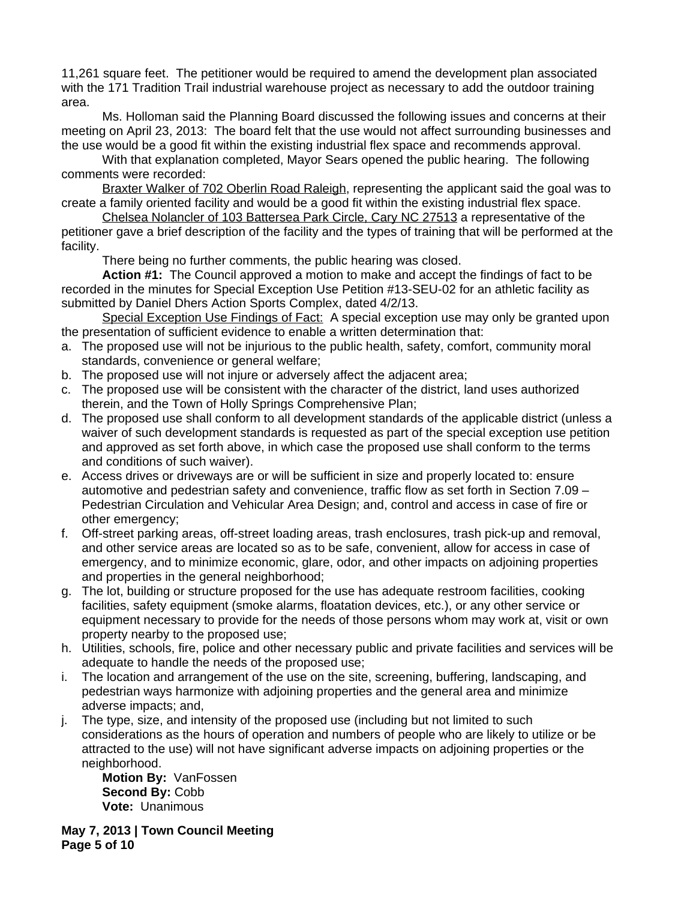11,261 square feet. The petitioner would be required to amend the development plan associated with the 171 Tradition Trail industrial warehouse project as necessary to add the outdoor training area.

Ms. Holloman said the Planning Board discussed the following issues and concerns at their meeting on April 23, 2013: The board felt that the use would not affect surrounding businesses and the use would be a good fit within the existing industrial flex space and recommends approval.

With that explanation completed, Mayor Sears opened the public hearing. The following comments were recorded:

Braxter Walker of 702 Oberlin Road Raleigh, representing the applicant said the goal was to create a family oriented facility and would be a good fit within the existing industrial flex space.

Chelsea Nolancler of 103 Battersea Park Circle, Cary NC 27513 a representative of the petitioner gave a brief description of the facility and the types of training that will be performed at the facility.

There being no further comments, the public hearing was closed.

**Action #1:** The Council approved a motion to make and accept the findings of fact to be recorded in the minutes for Special Exception Use Petition #13-SEU-02 for an athletic facility as submitted by Daniel Dhers Action Sports Complex, dated 4/2/13.

Special Exception Use Findings of Fact: A special exception use may only be granted upon the presentation of sufficient evidence to enable a written determination that:

a. The proposed use will not be injurious to the public health, safety, comfort, community moral standards, convenience or general welfare;
b. The proposed use will not injure or adversely affect the adjacent area;
c. The proposed use will be consistent with the character of the district, land uses authorized therein, and the Town of Holly Springs Comprehensive Plan;
d. The proposed use shall conform to all development standards of the applicable district (unless a waiver of such development standards is requested as part of the special exception use petition and approved as set forth above, in which case the proposed use shall conform to the terms and conditions of such waiver).
e. Access drives or driveways are or will be sufficient in size and properly located to: ensure automotive and pedestrian safety and convenience, traffic flow as set forth in Section 7.09 – Pedestrian Circulation and Vehicular Area Design; and, control and access in case of fire or other emergency;
f. Off-street parking areas, off-street loading areas, trash enclosures, trash pick-up and removal, and other service areas are located so as to be safe, convenient, allow for access in case of emergency, and to minimize economic, glare, odor, and other impacts on adjoining properties and properties in the general neighborhood;
g. The lot, building or structure proposed for the use has adequate restroom facilities, cooking facilities, safety equipment (smoke alarms, floatation devices, etc.), or any other service or equipment necessary to provide for the needs of those persons whom may work at, visit or own property nearby to the proposed use;
h. Utilities, schools, fire, police and other necessary public and private facilities and services will be adequate to handle the needs of the proposed use;
i. The location and arrangement of the use on the site, screening, buffering, landscaping, and pedestrian ways harmonize with adjoining properties and the general area and minimize adverse impacts; and,
j. The type, size, and intensity of the proposed use (including but not limited to such considerations as the hours of operation and numbers of people who are likely to utilize or be attracted to the use) will not have significant adverse impacts on adjoining properties or the neighborhood.

**Motion By:** VanFossen
**Second By:** Cobb
**Vote:** Unanimous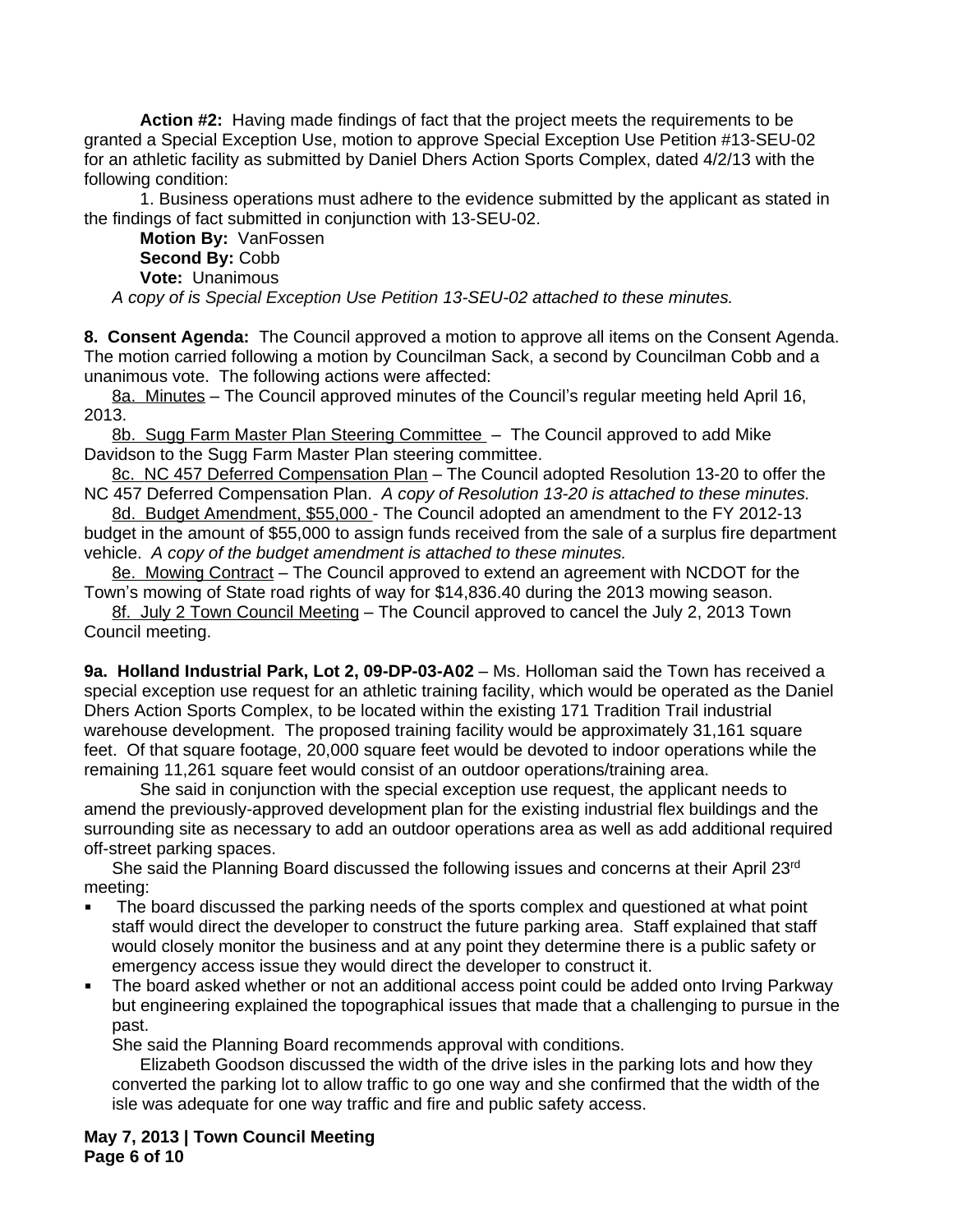**Action #2:** Having made findings of fact that the project meets the requirements to be granted a Special Exception Use, motion to approve Special Exception Use Petition #13-SEU-02 for an athletic facility as submitted by Daniel Dhers Action Sports Complex, dated 4/2/13 with the following condition:

1. Business operations must adhere to the evidence submitted by the applicant as stated in the findings of fact submitted in conjunction with 13-SEU-02.

**Motion By:** VanFossen
**Second By:** Cobb
**Vote:** Unanimous

*A copy of is Special Exception Use Petition 13-SEU-02 attached to these minutes.*

**8. Consent Agenda:** The Council approved a motion to approve all items on the Consent Agenda. The motion carried following a motion by Councilman Sack, a second by Councilman Cobb and a unanimous vote. The following actions were affected:

8a. Minutes – The Council approved minutes of the Council's regular meeting held April 16, 2013.

8b. Sugg Farm Master Plan Steering Committee – The Council approved to add Mike Davidson to the Sugg Farm Master Plan steering committee.

8c. NC 457 Deferred Compensation Plan – The Council adopted Resolution 13-20 to offer the NC 457 Deferred Compensation Plan. *A copy of Resolution 13-20 is attached to these minutes.*

8d. Budget Amendment, $55,000 - The Council adopted an amendment to the FY 2012-13 budget in the amount of $55,000 to assign funds received from the sale of a surplus fire department vehicle. *A copy of the budget amendment is attached to these minutes.*

8e. Mowing Contract – The Council approved to extend an agreement with NCDOT for the Town's mowing of State road rights of way for $14,836.40 during the 2013 mowing season.

8f. July 2 Town Council Meeting – The Council approved to cancel the July 2, 2013 Town Council meeting.

**9a. Holland Industrial Park, Lot 2, 09-DP-03-A02** – Ms. Holloman said the Town has received a special exception use request for an athletic training facility, which would be operated as the Daniel Dhers Action Sports Complex, to be located within the existing 171 Tradition Trail industrial warehouse development. The proposed training facility would be approximately 31,161 square feet. Of that square footage, 20,000 square feet would be devoted to indoor operations while the remaining 11,261 square feet would consist of an outdoor operations/training area.

She said in conjunction with the special exception use request, the applicant needs to amend the previously-approved development plan for the existing industrial flex buildings and the surrounding site as necessary to add an outdoor operations area as well as add additional required off-street parking spaces.

She said the Planning Board discussed the following issues and concerns at their April 23rd meeting:

- The board discussed the parking needs of the sports complex and questioned at what point staff would direct the developer to construct the future parking area. Staff explained that staff would closely monitor the business and at any point they determine there is a public safety or emergency access issue they would direct the developer to construct it.
- The board asked whether or not an additional access point could be added onto Irving Parkway but engineering explained the topographical issues that made that a challenging to pursue in the past.

She said the Planning Board recommends approval with conditions.

Elizabeth Goodson discussed the width of the drive isles in the parking lots and how they converted the parking lot to allow traffic to go one way and she confirmed that the width of the isle was adequate for one way traffic and fire and public safety access.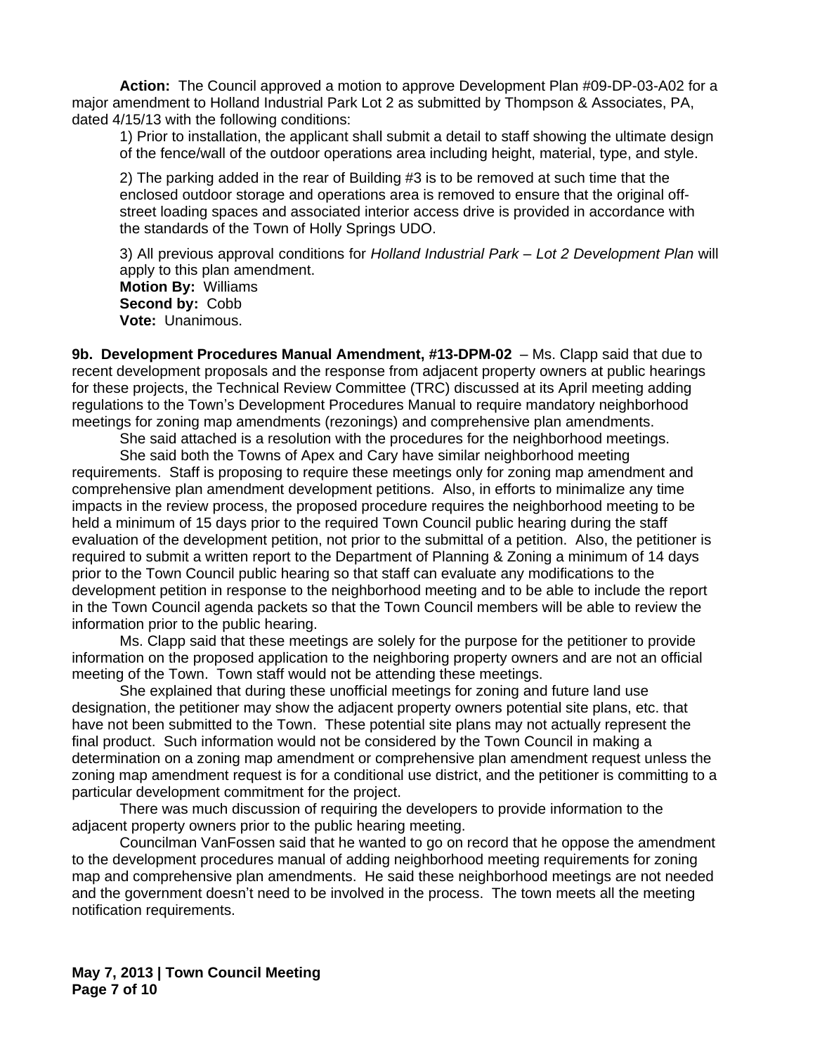**Action:** The Council approved a motion to approve Development Plan #09-DP-03-A02 for a major amendment to Holland Industrial Park Lot 2 as submitted by Thompson & Associates, PA, dated 4/15/13 with the following conditions:

1) Prior to installation, the applicant shall submit a detail to staff showing the ultimate design of the fence/wall of the outdoor operations area including height, material, type, and style.

2) The parking added in the rear of Building #3 is to be removed at such time that the enclosed outdoor storage and operations area is removed to ensure that the original off-street loading spaces and associated interior access drive is provided in accordance with the standards of the Town of Holly Springs UDO.

3) All previous approval conditions for *Holland Industrial Park – Lot 2 Development Plan* will apply to this plan amendment.

**Motion By:** Williams
**Second by:** Cobb
**Vote:** Unanimous.

**9b. Development Procedures Manual Amendment, #13-DPM-02** – Ms. Clapp said that due to recent development proposals and the response from adjacent property owners at public hearings for these projects, the Technical Review Committee (TRC) discussed at its April meeting adding regulations to the Town's Development Procedures Manual to require mandatory neighborhood meetings for zoning map amendments (rezonings) and comprehensive plan amendments.

She said attached is a resolution with the procedures for the neighborhood meetings.

She said both the Towns of Apex and Cary have similar neighborhood meeting requirements. Staff is proposing to require these meetings only for zoning map amendment and comprehensive plan amendment development petitions. Also, in efforts to minimalize any time impacts in the review process, the proposed procedure requires the neighborhood meeting to be held a minimum of 15 days prior to the required Town Council public hearing during the staff evaluation of the development petition, not prior to the submittal of a petition. Also, the petitioner is required to submit a written report to the Department of Planning & Zoning a minimum of 14 days prior to the Town Council public hearing so that staff can evaluate any modifications to the development petition in response to the neighborhood meeting and to be able to include the report in the Town Council agenda packets so that the Town Council members will be able to review the information prior to the public hearing.

Ms. Clapp said that these meetings are solely for the purpose for the petitioner to provide information on the proposed application to the neighboring property owners and are not an official meeting of the Town. Town staff would not be attending these meetings.

She explained that during these unofficial meetings for zoning and future land use designation, the petitioner may show the adjacent property owners potential site plans, etc. that have not been submitted to the Town. These potential site plans may not actually represent the final product. Such information would not be considered by the Town Council in making a determination on a zoning map amendment or comprehensive plan amendment request unless the zoning map amendment request is for a conditional use district, and the petitioner is committing to a particular development commitment for the project.

There was much discussion of requiring the developers to provide information to the adjacent property owners prior to the public hearing meeting.

Councilman VanFossen said that he wanted to go on record that he oppose the amendment to the development procedures manual of adding neighborhood meeting requirements for zoning map and comprehensive plan amendments. He said these neighborhood meetings are not needed and the government doesn't need to be involved in the process. The town meets all the meeting notification requirements.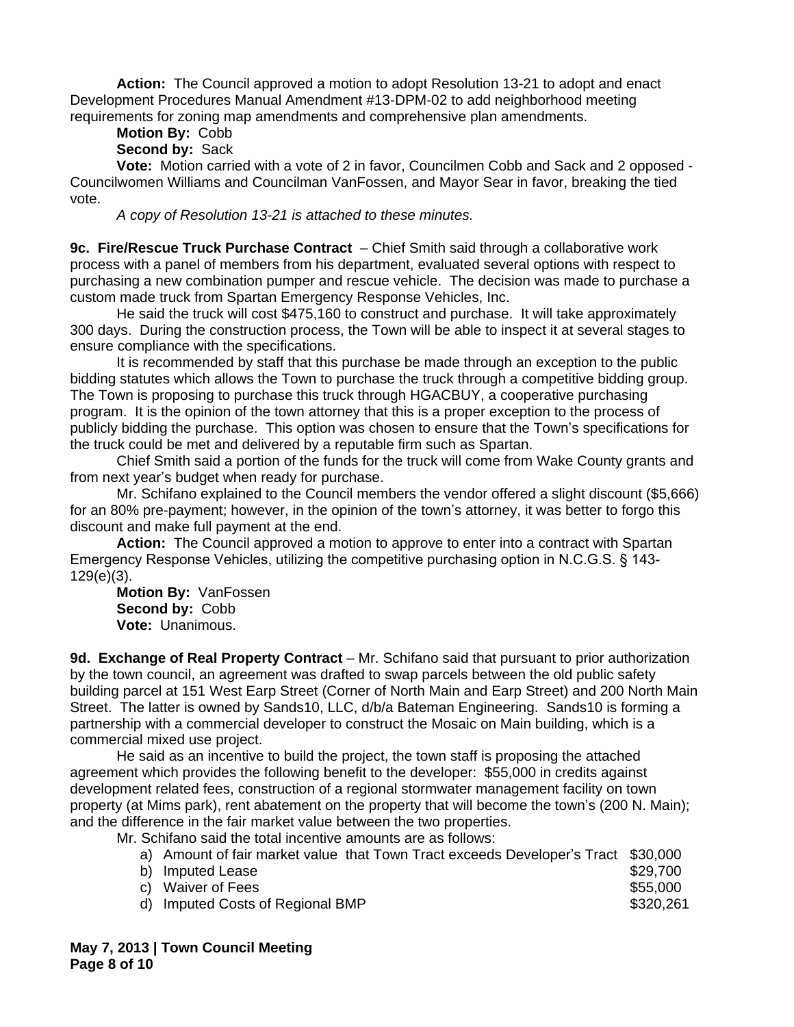**Action:** The Council approved a motion to adopt Resolution 13-21 to adopt and enact Development Procedures Manual Amendment #13-DPM-02 to add neighborhood meeting requirements for zoning map amendments and comprehensive plan amendments.

**Motion By:** Cobb

**Second by:** Sack

**Vote:** Motion carried with a vote of 2 in favor, Councilmen Cobb and Sack and 2 opposed - Councilwomen Williams and Councilman VanFossen, and Mayor Sear in favor, breaking the tied vote.

*A copy of Resolution 13-21 is attached to these minutes.*

**9c. Fire/Rescue Truck Purchase Contract** – Chief Smith said through a collaborative work process with a panel of members from his department, evaluated several options with respect to purchasing a new combination pumper and rescue vehicle. The decision was made to purchase a custom made truck from Spartan Emergency Response Vehicles, Inc.

He said the truck will cost $475,160 to construct and purchase. It will take approximately 300 days. During the construction process, the Town will be able to inspect it at several stages to ensure compliance with the specifications.

It is recommended by staff that this purchase be made through an exception to the public bidding statutes which allows the Town to purchase the truck through a competitive bidding group. The Town is proposing to purchase this truck through HGACBUY, a cooperative purchasing program. It is the opinion of the town attorney that this is a proper exception to the process of publicly bidding the purchase. This option was chosen to ensure that the Town's specifications for the truck could be met and delivered by a reputable firm such as Spartan.

Chief Smith said a portion of the funds for the truck will come from Wake County grants and from next year's budget when ready for purchase.

Mr. Schifano explained to the Council members the vendor offered a slight discount ($5,666) for an 80% pre-payment; however, in the opinion of the town's attorney, it was better to forgo this discount and make full payment at the end.

**Action:** The Council approved a motion to approve to enter into a contract with Spartan Emergency Response Vehicles, utilizing the competitive purchasing option in N.C.G.S. § 143-129(e)(3).

**Motion By:** VanFossen

**Second by:** Cobb

**Vote:** Unanimous.

**9d. Exchange of Real Property Contract** – Mr. Schifano said that pursuant to prior authorization by the town council, an agreement was drafted to swap parcels between the old public safety building parcel at 151 West Earp Street (Corner of North Main and Earp Street) and 200 North Main Street. The latter is owned by Sands10, LLC, d/b/a Bateman Engineering. Sands10 is forming a partnership with a commercial developer to construct the Mosaic on Main building, which is a commercial mixed use project.

He said as an incentive to build the project, the town staff is proposing the attached agreement which provides the following benefit to the developer: $55,000 in credits against development related fees, construction of a regional stormwater management facility on town property (at Mims park), rent abatement on the property that will become the town's (200 N. Main); and the difference in the fair market value between the two properties.

Mr. Schifano said the total incentive amounts are as follows:

| | |
|---|---|
| a) Amount of fair market value that Town Tract exceeds Developer's Tract | $30,000 |
| b) Imputed Lease | $29,700 |
| c) Waiver of Fees | $55,000 |
| d) Imputed Costs of Regional BMP | $320,261 |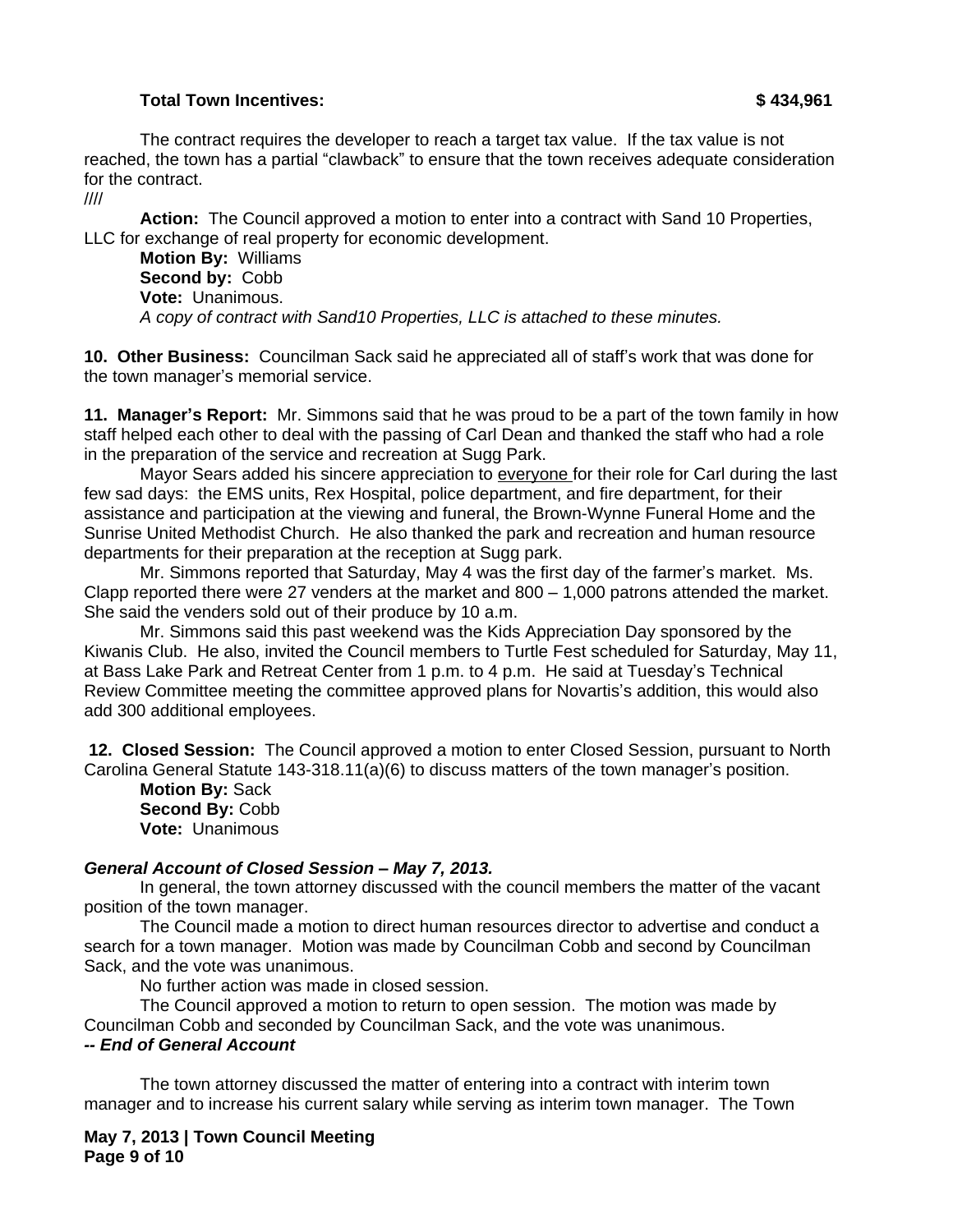**Total Town Incentives: $ 434,961**

The contract requires the developer to reach a target tax value. If the tax value is not reached, the town has a partial "clawback" to ensure that the town receives adequate consideration for the contract.

////

**Action:** The Council approved a motion to enter into a contract with Sand 10 Properties, LLC for exchange of real property for economic development.

**Motion By:** Williams
**Second by:** Cobb
**Vote:** Unanimous.
*A copy of contract with Sand10 Properties, LLC is attached to these minutes.*

**10. Other Business:** Councilman Sack said he appreciated all of staff's work that was done for the town manager's memorial service.

**11. Manager's Report:** Mr. Simmons said that he was proud to be a part of the town family in how staff helped each other to deal with the passing of Carl Dean and thanked the staff who had a role in the preparation of the service and recreation at Sugg Park.

Mayor Sears added his sincere appreciation to everyone for their role for Carl during the last few sad days: the EMS units, Rex Hospital, police department, and fire department, for their assistance and participation at the viewing and funeral, the Brown-Wynne Funeral Home and the Sunrise United Methodist Church. He also thanked the park and recreation and human resource departments for their preparation at the reception at Sugg park.

Mr. Simmons reported that Saturday, May 4 was the first day of the farmer's market. Ms. Clapp reported there were 27 venders at the market and 800 – 1,000 patrons attended the market. She said the venders sold out of their produce by 10 a.m.

Mr. Simmons said this past weekend was the Kids Appreciation Day sponsored by the Kiwanis Club. He also, invited the Council members to Turtle Fest scheduled for Saturday, May 11, at Bass Lake Park and Retreat Center from 1 p.m. to 4 p.m. He said at Tuesday's Technical Review Committee meeting the committee approved plans for Novartis's addition, this would also add 300 additional employees.

**12. Closed Session:** The Council approved a motion to enter Closed Session, pursuant to North Carolina General Statute 143-318.11(a)(6) to discuss matters of the town manager's position.

**Motion By:** Sack
**Second By:** Cobb
**Vote:** Unanimous

***General Account of Closed Session – May 7, 2013.***

In general, the town attorney discussed with the council members the matter of the vacant position of the town manager.

The Council made a motion to direct human resources director to advertise and conduct a search for a town manager. Motion was made by Councilman Cobb and second by Councilman Sack, and the vote was unanimous.

No further action was made in closed session.

The Council approved a motion to return to open session. The motion was made by Councilman Cobb and seconded by Councilman Sack, and the vote was unanimous.

***-- End of General Account***

The town attorney discussed the matter of entering into a contract with interim town manager and to increase his current salary while serving as interim town manager. The Town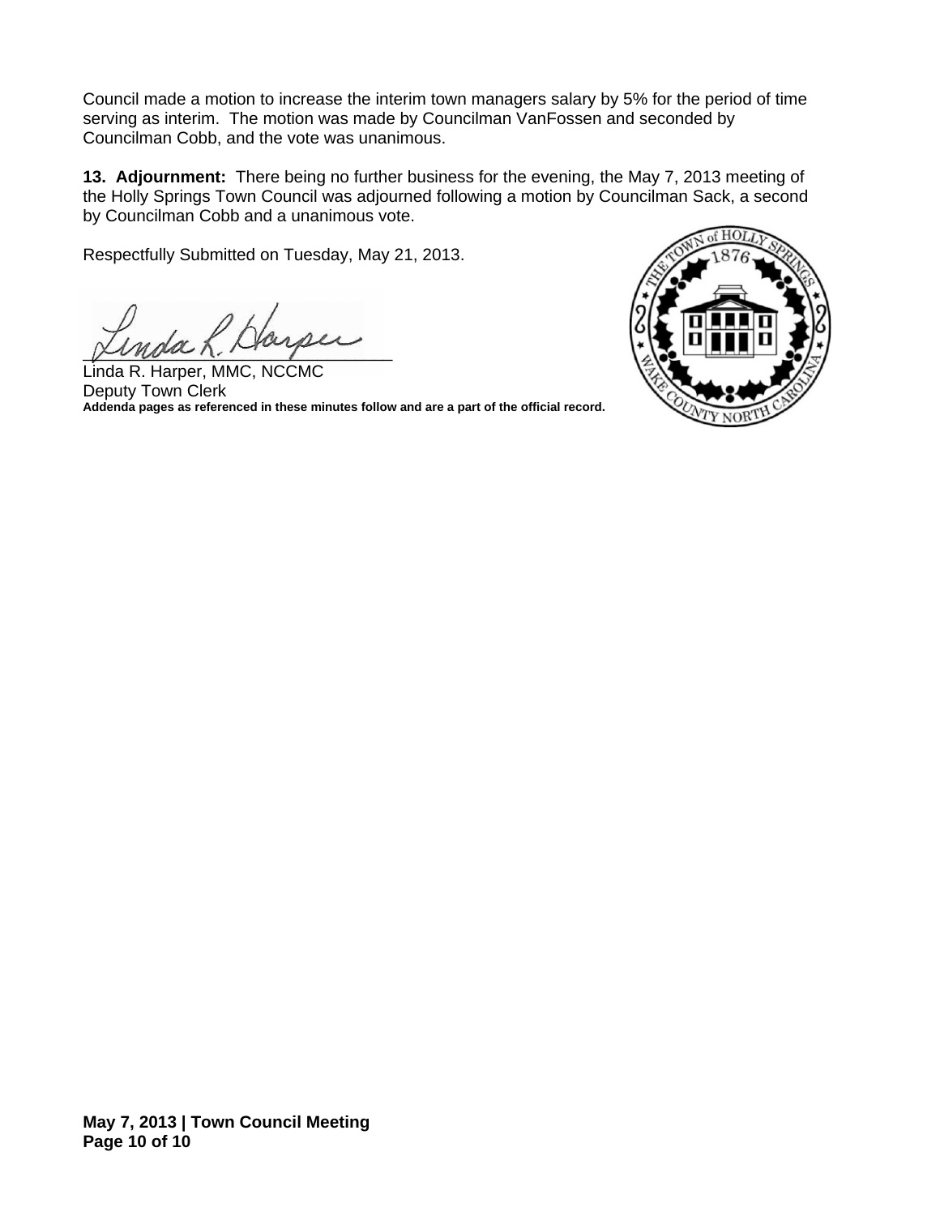Council made a motion to increase the interim town managers salary by 5% for the period of time serving as interim. The motion was made by Councilman VanFossen and seconded by Councilman Cobb, and the vote was unanimous.

**13. Adjournment:** There being no further business for the evening, the May 7, 2013 meeting of the Holly Springs Town Council was adjourned following a motion by Councilman Sack, a second by Councilman Cobb and a unanimous vote.

Respectfully Submitted on Tuesday, May 21, 2013.

Linda R. Harper, MMC, NCCMC
Deputy Town Clerk

**Addenda pages as referenced in these minutes follow and are a part of the official record.**